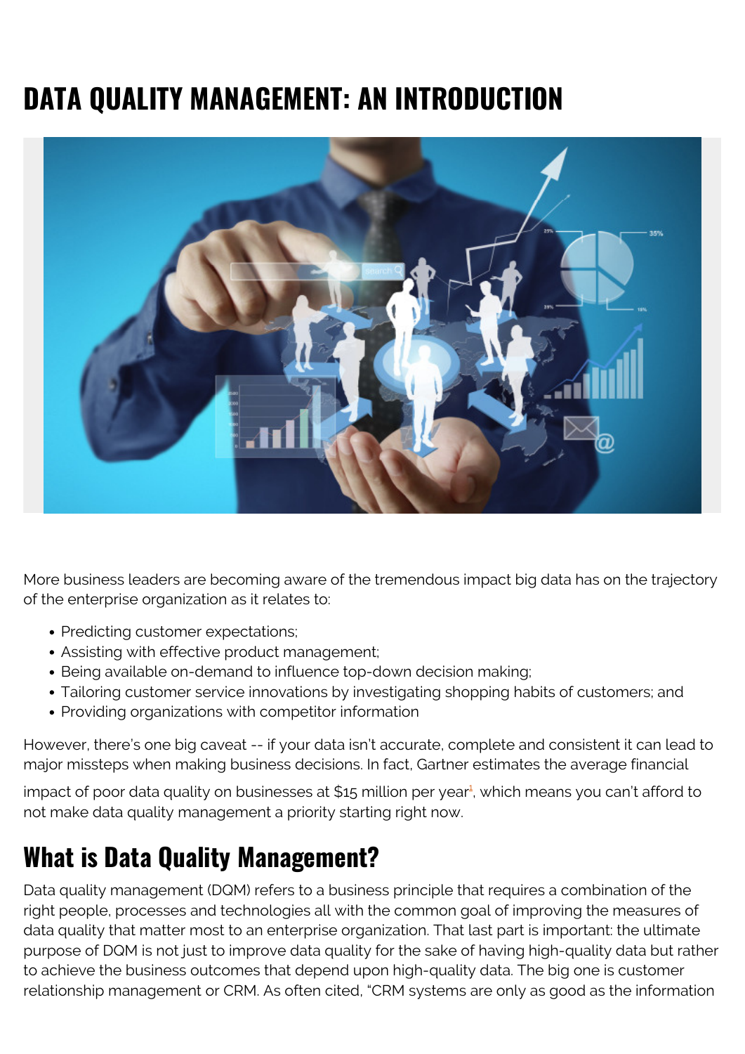# DATA QUALITY MANAGEMENT: AN INTRODUCTION

More business leaders are becoming aware of the tremendous impact big data has on the trajectory of the enterprise organization as it relates to:

- Predicting customer expectations;
- Assisting with effective product management;
- Being available on-demand to influence top-down decision making;
- Tailoring customer service innovations by investigating shopping habits of customers; and
- Providing organizations with competitor information

However, there's one big caveat -- if your data isn't accurate, complete and consistent it can lead to major missteps when making business decisions. In fact, Gartner estimates the average financial impact of poor data quality on businesses at $15 million per year[1], which means you can't afford to not make data quality management a priority starting right now.

## What is Data Quality Management?

Data quality management (DQM) refers to a business principle that requires a combination of the right people, processes and technologies all with the common goal of improving the measures of data quality that matter most to an enterprise organization. That last part is important: the ultimate purpose of DQM is not just to improve data quality for the sake of having high-quality data but rather to achieve the business outcomes that depend upon high-quality data. The big one is customer relationship management or CRM. As often cited, "CRM systems are only as good as the information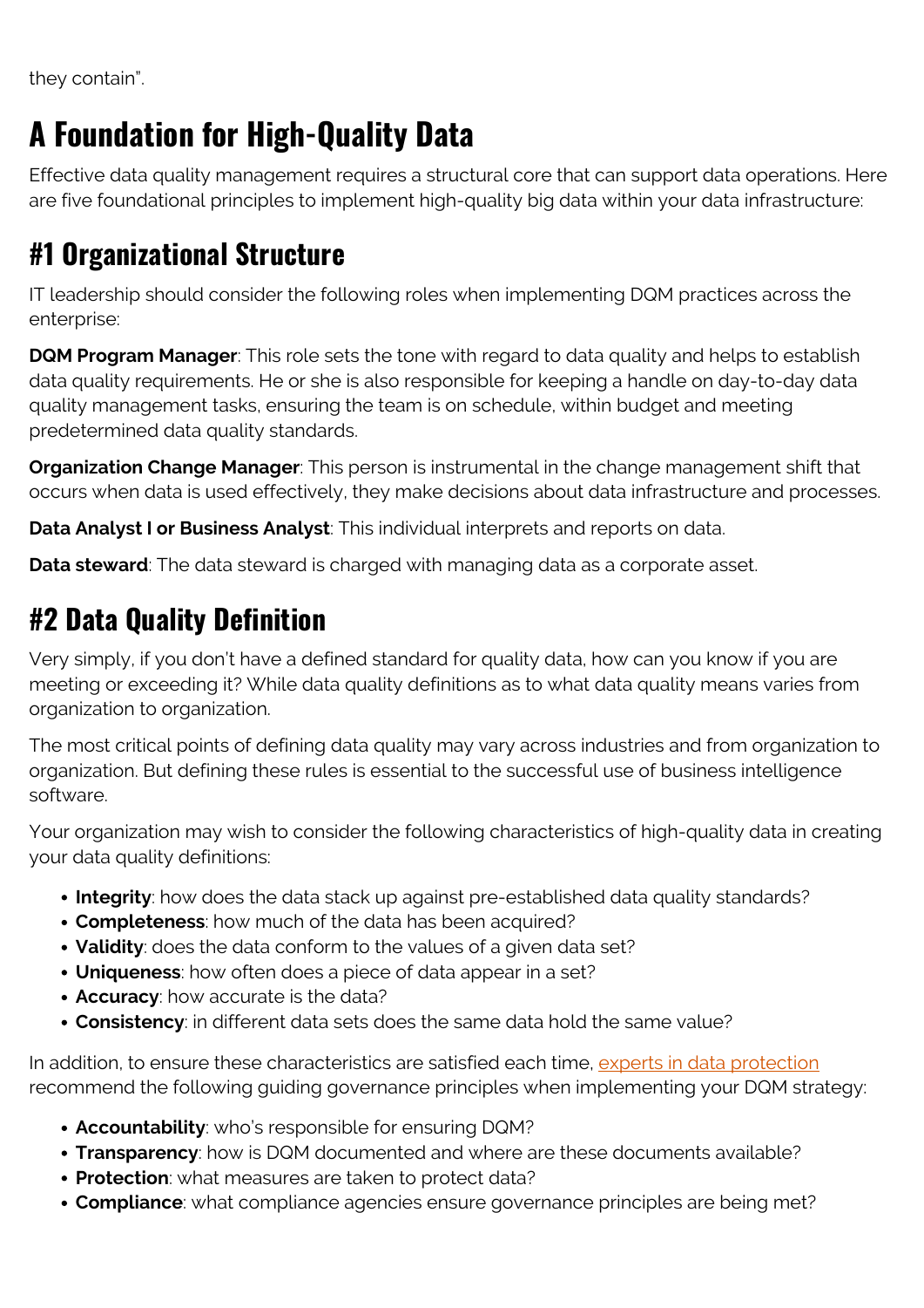they contain".

# A Foundation for High-Quality Data

Effective data quality management requires a structural core that can support data operations. Here are five foundational principles to implement high-quality big data within your data infrastructure:

## #1 Organizational Structure

IT leadership should consider the following roles when implementing DQM practices across the enterprise:

**DQM Program Manager**: This role sets the tone with regard to data quality and helps to establish data quality requirements. He or she is also responsible for keeping a handle on day-to-day data quality management tasks, ensuring the team is on schedule, within budget and meeting predetermined data quality standards.

**Organization Change Manager**: This person is instrumental in the change management shift that occurs when data is used effectively, they make decisions about data infrastructure and processes.

**Data Analyst I or Business Analyst**: This individual interprets and reports on data.

**Data steward**: The data steward is charged with managing data as a corporate asset.

## #2 Data Quality Definition

Very simply, if you don't have a defined standard for quality data, how can you know if you are meeting or exceeding it? While data quality definitions as to what data quality means varies from organization to organization.

The most critical points of defining data quality may vary across industries and from organization to organization. But defining these rules is essential to the successful use of business intelligence software.

Your organization may wish to consider the following characteristics of high-quality data in creating your data quality definitions:

- **Integrity**: how does the data stack up against pre-established data quality standards?
- **Completeness**: how much of the data has been acquired?
- **Validity**: does the data conform to the values of a given data set?
- **Uniqueness**: how often does a piece of data appear in a set?
- **Accuracy**: how accurate is the data?
- **Consistency**: in different data sets does the same data hold the same value?

In addition, to ensure these characteristics are satisfied each time, experts in data protection recommend the following guiding governance principles when implementing your DQM strategy:

- **Accountability**: who's responsible for ensuring DQM?
- **Transparency**: how is DQM documented and where are these documents available?
- **Protection**: what measures are taken to protect data?
- **Compliance**: what compliance agencies ensure governance principles are being met?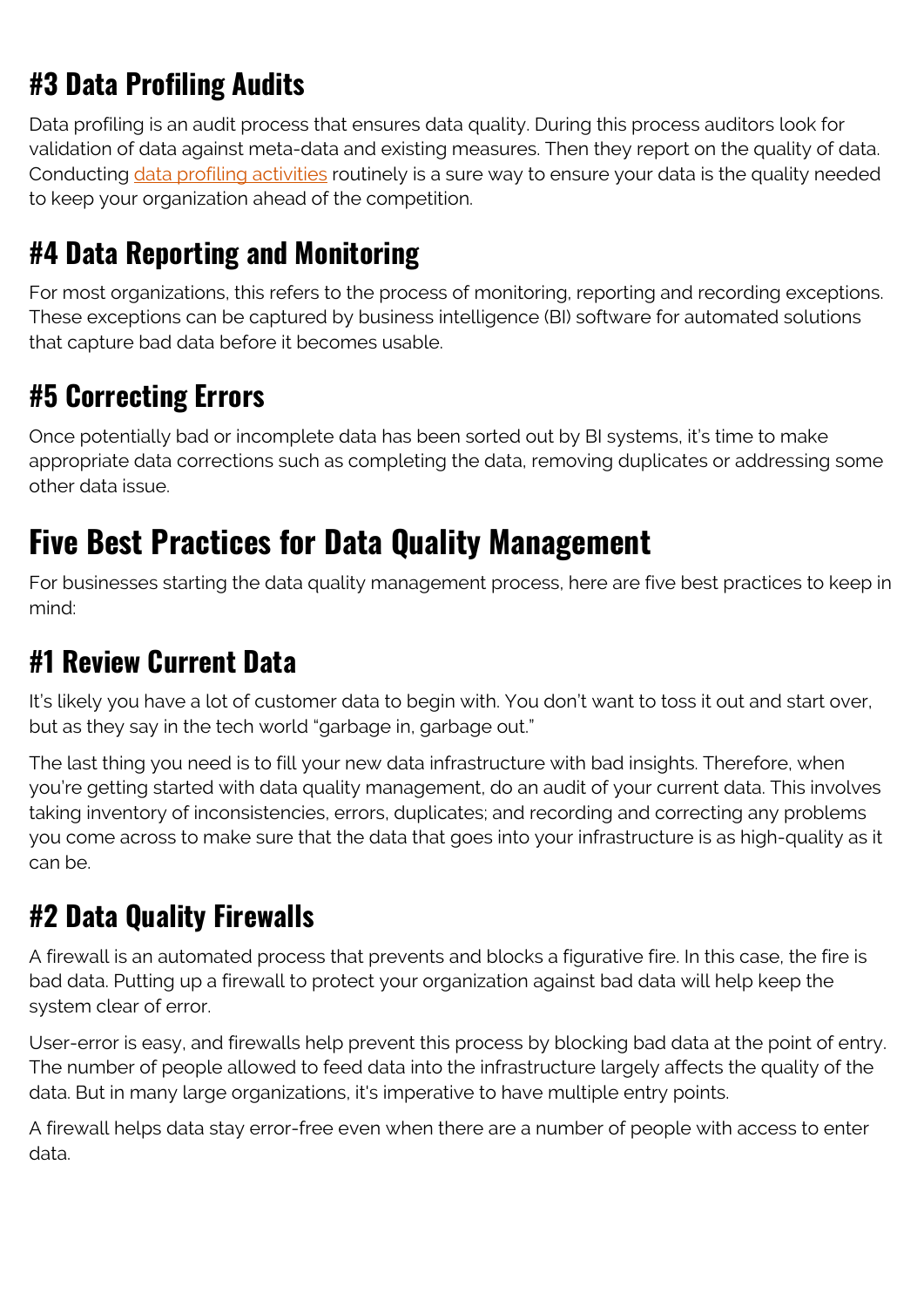### #3 Data Profiling Audits

Data profiling is an audit process that ensures data quality. During this process auditors look for validation of data against meta-data and existing measures. Then they report on the quality of data. Conducting data profiling activities routinely is a sure way to ensure your data is the quality needed to keep your organization ahead of the competition.

### #4 Data Reporting and Monitoring

For most organizations, this refers to the process of monitoring, reporting and recording exceptions. These exceptions can be captured by business intelligence (BI) software for automated solutions that capture bad data before it becomes usable.

### #5 Correcting Errors

Once potentially bad or incomplete data has been sorted out by BI systems, it's time to make appropriate data corrections such as completing the data, removing duplicates or addressing some other data issue.

## Five Best Practices for Data Quality Management

For businesses starting the data quality management process, here are five best practices to keep in mind:

### #1 Review Current Data

It's likely you have a lot of customer data to begin with. You don't want to toss it out and start over, but as they say in the tech world "garbage in, garbage out."

The last thing you need is to fill your new data infrastructure with bad insights. Therefore, when you're getting started with data quality management, do an audit of your current data. This involves taking inventory of inconsistencies, errors, duplicates; and recording and correcting any problems you come across to make sure that the data that goes into your infrastructure is as high-quality as it can be.

### #2 Data Quality Firewalls

A firewall is an automated process that prevents and blocks a figurative fire. In this case, the fire is bad data. Putting up a firewall to protect your organization against bad data will help keep the system clear of error.

User-error is easy, and firewalls help prevent this process by blocking bad data at the point of entry. The number of people allowed to feed data into the infrastructure largely affects the quality of the data. But in many large organizations, it's imperative to have multiple entry points.

A firewall helps data stay error-free even when there are a number of people with access to enter data.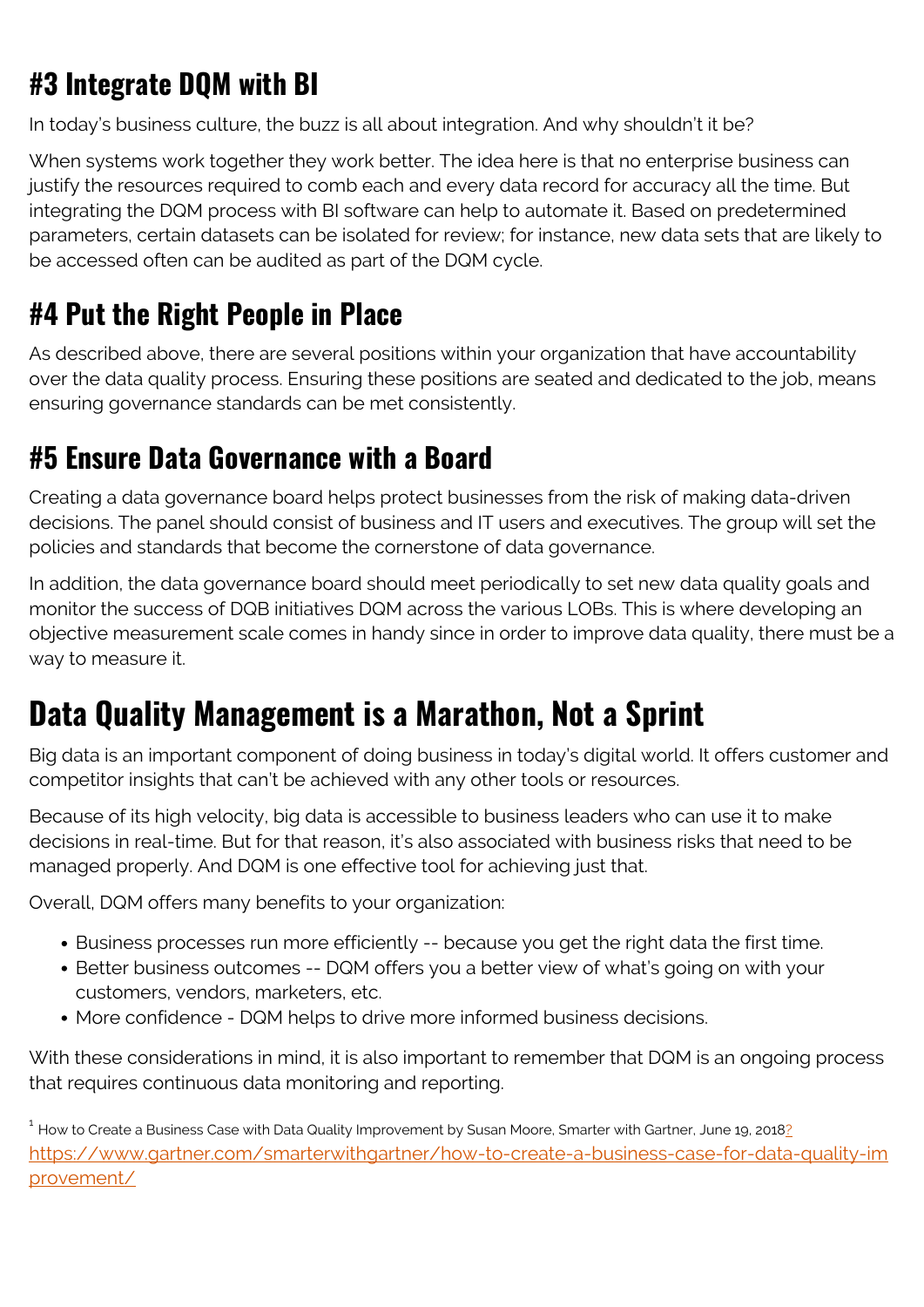### #3 Integrate DQM with BI

In today's business culture, the buzz is all about integration. And why shouldn't it be?

When systems work together they work better. The idea here is that no enterprise business can justify the resources required to comb each and every data record for accuracy all the time. But integrating the DQM process with BI software can help to automate it. Based on predetermined parameters, certain datasets can be isolated for review; for instance, new data sets that are likely to be accessed often can be audited as part of the DQM cycle.

### #4 Put the Right People in Place

As described above, there are several positions within your organization that have accountability over the data quality process. Ensuring these positions are seated and dedicated to the job, means ensuring governance standards can be met consistently.

### #5 Ensure Data Governance with a Board

Creating a data governance board helps protect businesses from the risk of making data-driven decisions. The panel should consist of business and IT users and executives. The group will set the policies and standards that become the cornerstone of data governance.

In addition, the data governance board should meet periodically to set new data quality goals and monitor the success of DQB initiatives DQM across the various LOBs. This is where developing an objective measurement scale comes in handy since in order to improve data quality, there must be a way to measure it.

## Data Quality Management is a Marathon, Not a Sprint

Big data is an important component of doing business in today's digital world. It offers customer and competitor insights that can't be achieved with any other tools or resources.

Because of its high velocity, big data is accessible to business leaders who can use it to make decisions in real-time. But for that reason, it's also associated with business risks that need to be managed properly. And DQM is one effective tool for achieving just that.

Overall, DQM offers many benefits to your organization:

- Business processes run more efficiently -- because you get the right data the first time.
- Better business outcomes -- DQM offers you a better view of what's going on with your customers, vendors, marketers, etc.
- More confidence - DQM helps to drive more informed business decisions.

With these considerations in mind, it is also important to remember that DQM is an ongoing process that requires continuous data monitoring and reporting.

[1] How to Create a Business Case with Data Quality Improvement by Susan Moore, Smarter with Gartner, June 19, 2018? https://www.gartner.com/smarterwithgartner/how-to-create-a-business-case-for-data-quality-improvement/